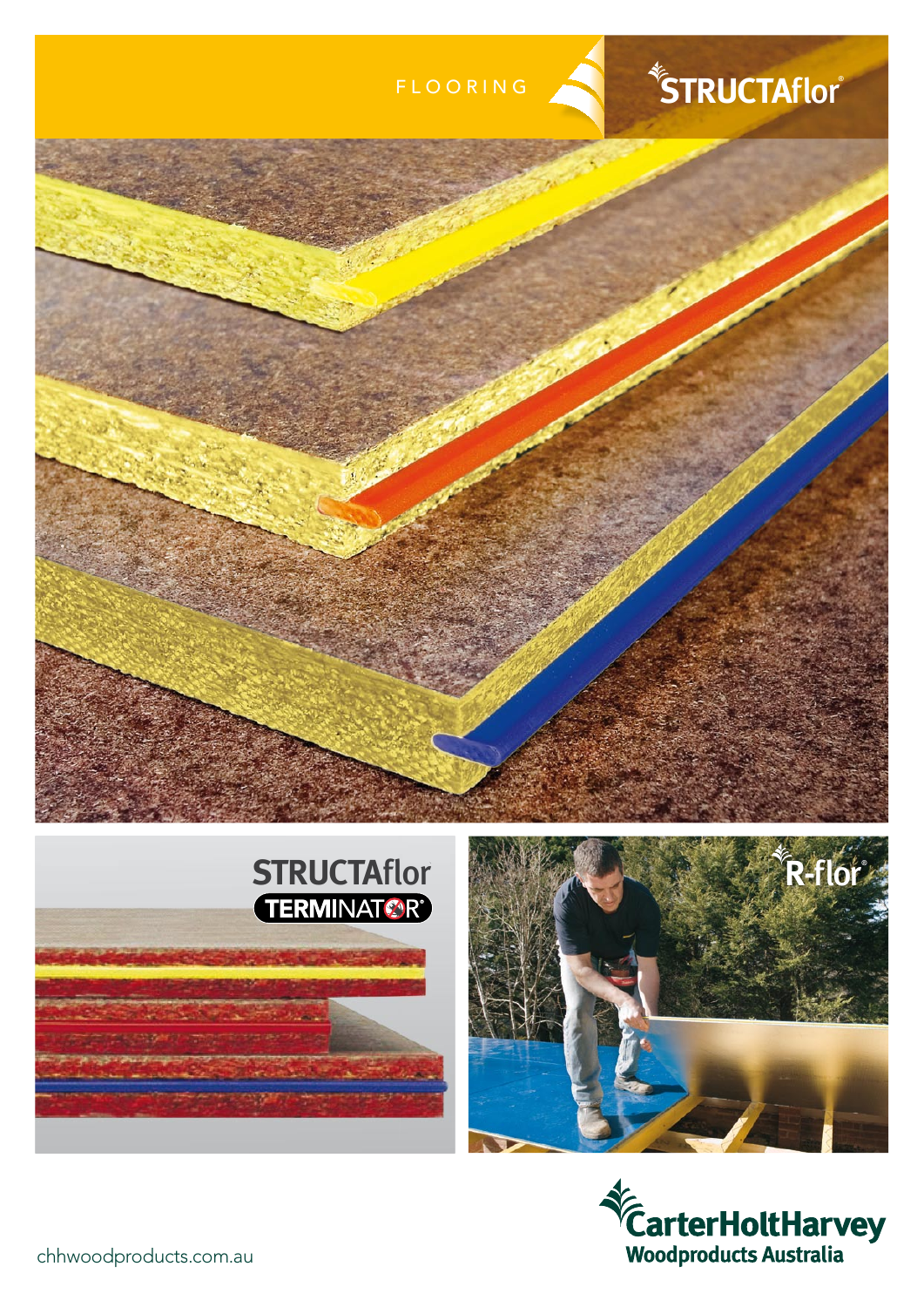FLOORING

# STRUCTAflor®

STRUCTAflor TERMINATOR®

R-flor®

CarterHoltHarvey
Woodproducts Australia

chhwoodproducts.com.au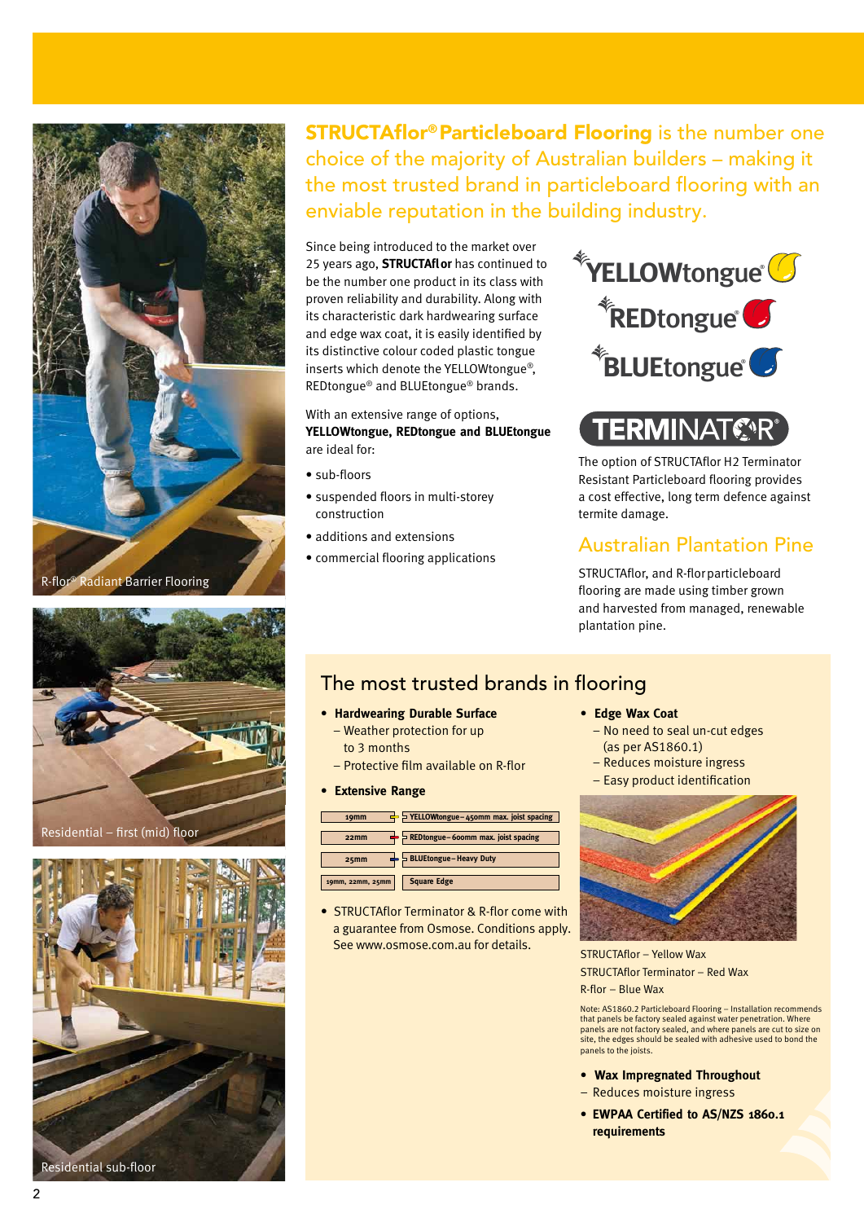R-flor® Radiant Barrier Flooring

Residential – first (mid) floor

Residential sub-floor

## **STRUCTAflor® Particleboard Flooring** is the number one choice of the majority of Australian builders – making it the most trusted brand in particleboard flooring with an enviable reputation in the building industry.

Since being introduced to the market over 25 years ago, **STRUCTAflor** has continued to be the number one product in its class with proven reliability and durability. Along with its characteristic dark hardwearing surface and edge wax coat, it is easily identified by its distinctive colour coded plastic tongue inserts which denote the YELLOWtongue®, REDtongue® and BLUEtongue® brands.

With an extensive range of options, **YELLOWtongue, REDtongue and BLUEtongue** are ideal for:

- sub-floors
- suspended floors in multi-storey construction
- additions and extensions
- commercial flooring applications

YELLOWtongue® REDtongue® BLUEtongue®

TERMINATOR®

The option of STRUCTAflor H2 Terminator Resistant Particleboard flooring provides a cost effective, long term defence against termite damage.

## Australian Plantation Pine

STRUCTAflor, and R-flor particleboard flooring are made using timber grown and harvested from managed, renewable plantation pine.

## The most trusted brands in flooring

- **Hardwearing Durable Surface**
  - Weather protection for up to 3 months
  - Protective film available on R-flor
- **Extensive Range**

| | |
|---|---|
| 19mm | YELLOWtongue – 450mm max. joist spacing |
| 22mm | REDtongue – 600mm max. joist spacing |
| 25mm | BLUEtongue – Heavy Duty |
| 19mm, 22mm, 25mm | Square Edge |

- STRUCTAflor Terminator & R-flor come with a guarantee from Osmose. Conditions apply. See www.osmose.com.au for details.

- **Edge Wax Coat**
  - No need to seal un-cut edges (as per AS1860.1)
  - Reduces moisture ingress
  - Easy product identification

STRUCTAflor – Yellow Wax
STRUCTAflor Terminator – Red Wax
R-flor – Blue Wax

Note: AS1860.2 Particleboard Flooring – Installation recommends that panels be factory sealed against water penetration. Where panels are not factory sealed, and where panels are cut to size on site, the edges should be sealed with adhesive used to bond the panels to the joists.

- **Wax Impregnated Throughout**
  - Reduces moisture ingress
- **EWPAA Certified to AS/NZS 1860.1 requirements**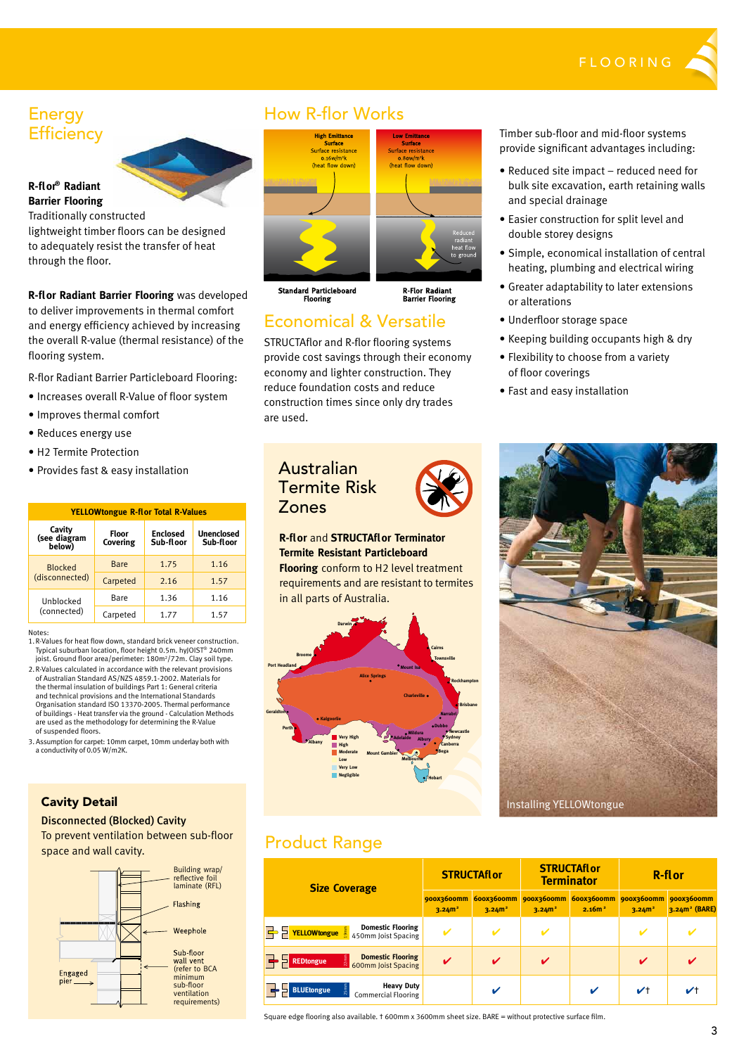# Energy Efficiency

**R-flor® Radiant Barrier Flooring**

Traditionally constructed lightweight timber floors can be designed to adequately resist the transfer of heat through the floor.

**R-flor Radiant Barrier Flooring** was developed to deliver improvements in thermal comfort and energy efficiency achieved by increasing the overall R-value (thermal resistance) of the flooring system.

R-flor Radiant Barrier Particleboard Flooring:

- Increases overall R-Value of floor system
- Improves thermal comfort
- Reduces energy use
- H2 Termite Protection
- Provides fast & easy installation

**YELLOWtongue R-flor Total R-Values**

| Cavity (see diagram below) | Floor Covering | Enclosed Sub-floor | Unenclosed Sub-floor |
|---|---|---|---|
| Blocked (disconnected) | Bare | 1.75 | 1.16 |
| | Carpeted | 2.16 | 1.57 |
| Unblocked (connected) | Bare | 1.36 | 1.16 |
| | Carpeted | 1.77 | 1.57 |

Notes:

1. R-Values for heat flow down, standard brick veneer construction. Typical suburban location, floor height 0.5m. hyJOIST® 240mm joist. Ground floor area/perimeter: 180m²/72m. Clay soil type.
2. R-Values calculated in accordance with the relevant provisions of Australian Standard AS/NZS 4859.1-2002. Materials for the thermal insulation of buildings Part 1: General criteria and technical provisions and the International Standards Organisation standard ISO 13370-2005. Thermal performance of buildings - Heat transfer via the ground - Calculation Methods are used as the methodology for determining the R-Value of suspended floors.
3. Assumption for carpet: 10mm carpet, 10mm underlay both with a conductivity of 0.05 W/m2K.

## Cavity Detail

**Disconnected (Blocked) Cavity**

To prevent ventilation between sub-floor space and wall cavity.

Building wrap/ reflective foil laminate (RFL)

Flashing

Weephole

Sub-floor wall vent (refer to BCA minimum sub-floor ventilation requirements)

Engaged pier

# How R-flor Works

High Emittance Surface — Surface resistance 0.16m²/m²k (heat flow down)

Low Emittance Surface — Surface resistance 0.80m²/m²k (heat flow down)

Reduced radiant heat flow to ground

Standard Particleboard Flooring | R-Flor Radiant Barrier Flooring

# Economical & Versatile

STRUCTAflor and R-flor flooring systems provide cost savings through their economy economy and lighter construction. They reduce foundation costs and reduce construction times since only dry trades are used.

Timber sub-floor and mid-floor systems provide significant advantages including:

- Reduced site impact – reduced need for bulk site excavation, earth retaining walls and special drainage
- Easier construction for split level and double storey designs
- Simple, economical installation of central heating, plumbing and electrical wiring
- Greater adaptability to later extensions or alterations
- Underfloor storage space
- Keeping building occupants high & dry
- Flexibility to choose from a variety of floor coverings
- Fast and easy installation

# Australian Termite Risk Zones

**R-flor** and **STRUCTAflor Terminator Termite Resistant Particleboard Flooring** conform to H2 level treatment requirements and are resistant to termites in all parts of Australia.

Very High · High · Moderate · Low · Very Low · Negligible

Installing YELLOWtongue

# Product Range

| Size Coverage | | STRUCTAflor | | STRUCTAflor Terminator | | R-flor | |
|---|---|---|---|---|---|---|---|
| | | 900x3600mm 3.24m² | 600x3600mm 3.24m² | 900x3600mm 3.24m² | 600x3600mm 2.16m² | 900x3600mm 3.24m² | 900x3600mm 3.24m² (BARE) |
| YELLOWtongue | Domestic Flooring 450mm Joist Spacing | ✔ | ✔ | ✔ | | ✔ | ✔ |
| REDtongue | Domestic Flooring 600mm Joist Spacing | ✔ | ✔ | ✔ | | ✔ | ✔ |
| BLUEtongue | Heavy Duty Commercial Flooring | | ✔ | | ✔ | ✔† | ✔† |

Square edge flooring also available. † 600mm x 3600mm sheet size. BARE = without protective surface film.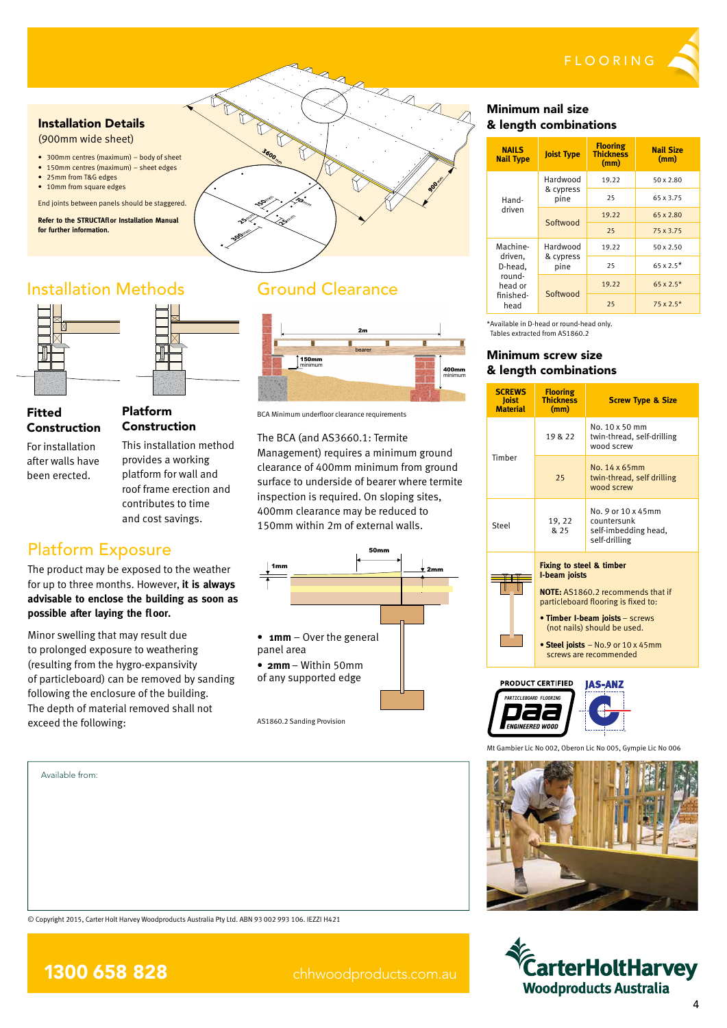## Installation Details

(900mm wide sheet)

- 300mm centres (maximum) – body of sheet
- 150mm centres (maximum) – sheet edges
- 25mm from T&G edges
- 10mm from square edges

End joints between panels should be staggered.

**Refer to the STRUCTAflor Installation Manual for further information.**

3600mm
900mm
150mm
10mm
25mm
25mm
300mm

## Installation Methods

### Fitted Construction

For installation after walls have been erected.

### Platform Construction

This installation method provides a working platform for wall and roof frame erection and contributes to time and cost savings.

## Ground Clearance

2m
bearer
150mm minimum
400mm minimum

BCA Minimum underfloor clearance requirements

The BCA (and AS3660.1: Termite Management) requires a minimum ground clearance of 400mm minimum from ground surface to underside of bearer where termite inspection is required. On sloping sites, 400mm clearance may be reduced to 150mm within 2m of external walls.

## Platform Exposure

The product may be exposed to the weather for up to three months. However, **it is always advisable to enclose the building as soon as possible after laying the floor.**

Minor swelling that may result due to prolonged exposure to weathering (resulting from the hygro-expansivity of particleboard) can be removed by sanding following the enclosure of the building. The depth of material removed shall not exceed the following:

50mm
1mm
2mm

- **1mm** – Over the general panel area
- **2mm** – Within 50mm of any supported edge

AS1860.2 Sanding Provision

## Minimum nail size & length combinations

| NAILS Nail Type | Joist Type | Flooring Thickness (mm) | Nail Size (mm) |
|---|---|---|---|
| Hand-driven | Hardwood & cypress pine | 19.22 | 50 x 2.80 |
| | | 25 | 65 x 3.75 |
| | Softwood | 19.22 | 65 x 2.80 |
| | | 25 | 75 x 3.75 |
| Machine-driven, D-head, round-head or finished-head | Hardwood & cypress pine | 19.22 | 50 x 2.50 |
| | | 25 | 65 x 2.5* |
| | Softwood | 19.22 | 65 x 2.5* |
| | | 25 | 75 x 2.5* |

*Available in D-head or round-head only.
Tables extracted from AS1860.2

## Minimum screw size & length combinations

| SCREWS Joist Material | Flooring Thickness (mm) | Screw Type & Size |
|---|---|---|
| Timber | 19 & 22 | No. 10 x 50 mm twin-thread, self-drilling wood screw |
| | 25 | No. 14 x 65mm twin-thread, self drilling wood screw |
| Steel | 19, 22 & 25 | No. 9 or 10 x 45mm countersunk self-imbedding head, self-drilling |

**Fixing to steel & timber I-beam joists**

**NOTE:** AS1860.2 recommends that if particleboard flooring is fixed to:

- **Timber I-beam joists** – screws (not nails) should be used.
- **Steel joists** – No.9 or 10 x 45mm screws are recommended

PRODUCT CERTIFIED
PARTICLEBOARD FLOORING
paa
ENGINEERED WOOD
JAS-ANZ

Mt Gambier Lic No 002, Oberon Lic No 005, Gympie Lic No 006

Available from:

© Copyright 2015, Carter Holt Harvey Woodproducts Australia Pty Ltd. ABN 93 002 993 106. IEZZI H421

**1300 658 828** chhwoodproducts.com.au

CarterHoltHarvey Woodproducts Australia